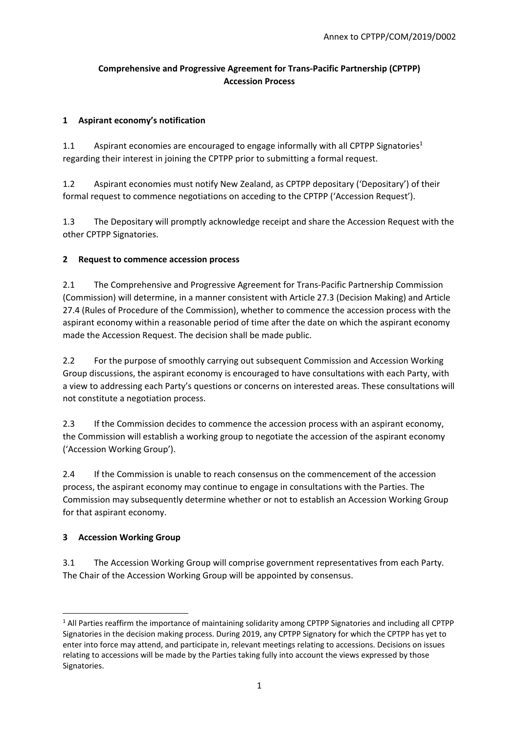Annex to CPTPP/COM/2019/D002

**Comprehensive and Progressive Agreement for Trans-Pacific Partnership (CPTPP) Accession Process**

## 1 Aspirant economy's notification

1.1 Aspirant economies are encouraged to engage informally with all CPTPP Signatories[1] regarding their interest in joining the CPTPP prior to submitting a formal request.

1.2 Aspirant economies must notify New Zealand, as CPTPP depositary ('Depositary') of their formal request to commence negotiations on acceding to the CPTPP ('Accession Request').

1.3 The Depositary will promptly acknowledge receipt and share the Accession Request with the other CPTPP Signatories.

## 2 Request to commence accession process

2.1 The Comprehensive and Progressive Agreement for Trans-Pacific Partnership Commission (Commission) will determine, in a manner consistent with Article 27.3 (Decision Making) and Article 27.4 (Rules of Procedure of the Commission), whether to commence the accession process with the aspirant economy within a reasonable period of time after the date on which the aspirant economy made the Accession Request. The decision shall be made public.

2.2 For the purpose of smoothly carrying out subsequent Commission and Accession Working Group discussions, the aspirant economy is encouraged to have consultations with each Party, with a view to addressing each Party's questions or concerns on interested areas. These consultations will not constitute a negotiation process.

2.3 If the Commission decides to commence the accession process with an aspirant economy, the Commission will establish a working group to negotiate the accession of the aspirant economy ('Accession Working Group').

2.4 If the Commission is unable to reach consensus on the commencement of the accession process, the aspirant economy may continue to engage in consultations with the Parties. The Commission may subsequently determine whether or not to establish an Accession Working Group for that aspirant economy.

## 3 Accession Working Group

3.1 The Accession Working Group will comprise government representatives from each Party. The Chair of the Accession Working Group will be appointed by consensus.

---

[1] All Parties reaffirm the importance of maintaining solidarity among CPTPP Signatories and including all CPTPP Signatories in the decision making process. During 2019, any CPTPP Signatory for which the CPTPP has yet to enter into force may attend, and participate in, relevant meetings relating to accessions. Decisions on issues relating to accessions will be made by the Parties taking fully into account the views expressed by those Signatories.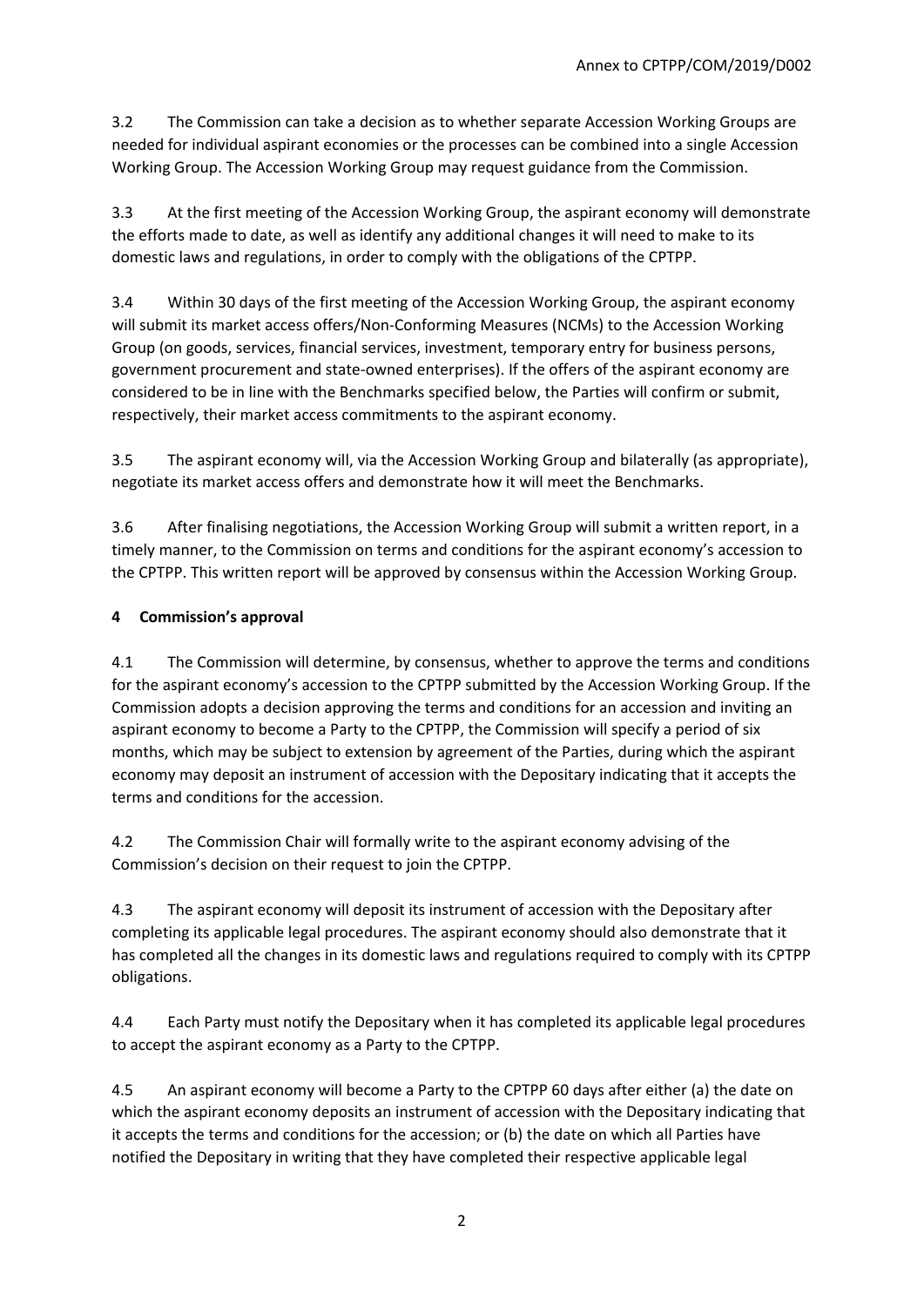3.2 The Commission can take a decision as to whether separate Accession Working Groups are needed for individual aspirant economies or the processes can be combined into a single Accession Working Group. The Accession Working Group may request guidance from the Commission.

3.3 At the first meeting of the Accession Working Group, the aspirant economy will demonstrate the efforts made to date, as well as identify any additional changes it will need to make to its domestic laws and regulations, in order to comply with the obligations of the CPTPP.

3.4 Within 30 days of the first meeting of the Accession Working Group, the aspirant economy will submit its market access offers/Non-Conforming Measures (NCMs) to the Accession Working Group (on goods, services, financial services, investment, temporary entry for business persons, government procurement and state-owned enterprises). If the offers of the aspirant economy are considered to be in line with the Benchmarks specified below, the Parties will confirm or submit, respectively, their market access commitments to the aspirant economy.

3.5 The aspirant economy will, via the Accession Working Group and bilaterally (as appropriate), negotiate its market access offers and demonstrate how it will meet the Benchmarks.

3.6 After finalising negotiations, the Accession Working Group will submit a written report, in a timely manner, to the Commission on terms and conditions for the aspirant economy's accession to the CPTPP. This written report will be approved by consensus within the Accession Working Group.

## 4 Commission's approval

4.1 The Commission will determine, by consensus, whether to approve the terms and conditions for the aspirant economy's accession to the CPTPP submitted by the Accession Working Group. If the Commission adopts a decision approving the terms and conditions for an accession and inviting an aspirant economy to become a Party to the CPTPP, the Commission will specify a period of six months, which may be subject to extension by agreement of the Parties, during which the aspirant economy may deposit an instrument of accession with the Depositary indicating that it accepts the terms and conditions for the accession.

4.2 The Commission Chair will formally write to the aspirant economy advising of the Commission's decision on their request to join the CPTPP.

4.3 The aspirant economy will deposit its instrument of accession with the Depositary after completing its applicable legal procedures. The aspirant economy should also demonstrate that it has completed all the changes in its domestic laws and regulations required to comply with its CPTPP obligations.

4.4 Each Party must notify the Depositary when it has completed its applicable legal procedures to accept the aspirant economy as a Party to the CPTPP.

4.5 An aspirant economy will become a Party to the CPTPP 60 days after either (a) the date on which the aspirant economy deposits an instrument of accession with the Depositary indicating that it accepts the terms and conditions for the accession; or (b) the date on which all Parties have notified the Depositary in writing that they have completed their respective applicable legal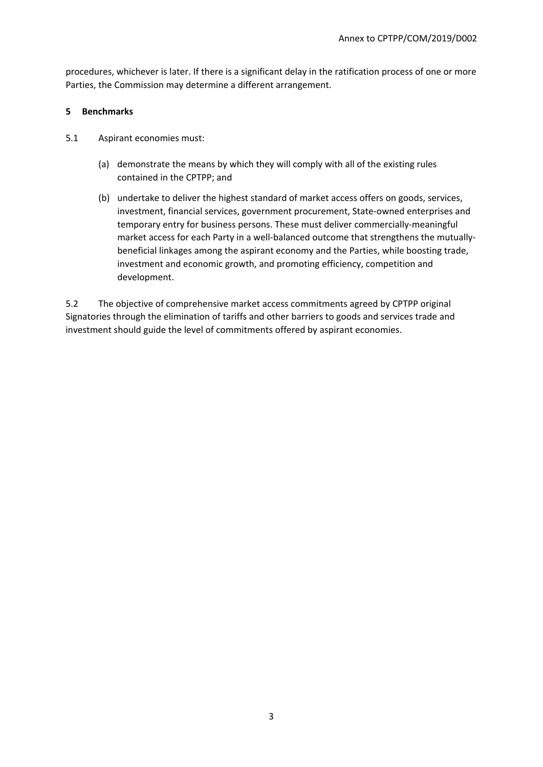procedures, whichever is later. If there is a significant delay in the ratification process of one or more Parties, the Commission may determine a different arrangement.

## 5 Benchmarks

5.1 Aspirant economies must:

(a) demonstrate the means by which they will comply with all of the existing rules contained in the CPTPP; and

(b) undertake to deliver the highest standard of market access offers on goods, services, investment, financial services, government procurement, State-owned enterprises and temporary entry for business persons. These must deliver commercially-meaningful market access for each Party in a well-balanced outcome that strengthens the mutually-beneficial linkages among the aspirant economy and the Parties, while boosting trade, investment and economic growth, and promoting efficiency, competition and development.

5.2 The objective of comprehensive market access commitments agreed by CPTPP original Signatories through the elimination of tariffs and other barriers to goods and services trade and investment should guide the level of commitments offered by aspirant economies.